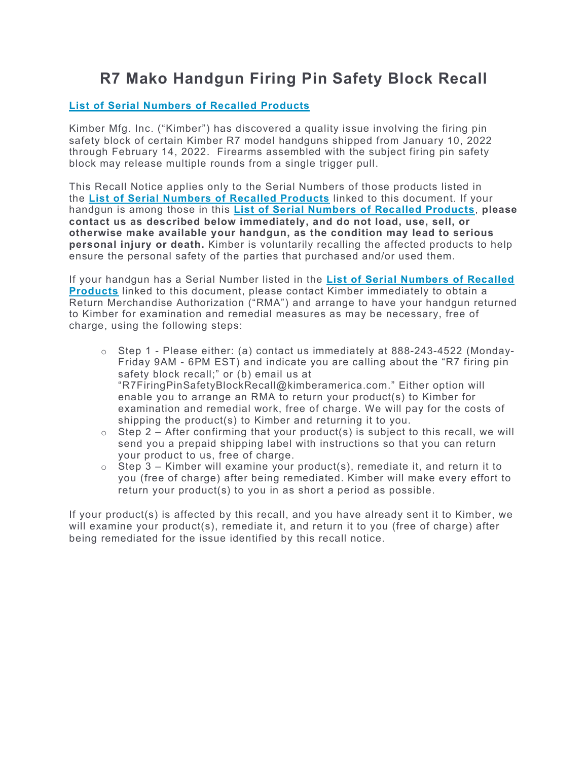# R7 Mako Handgun Firing Pin Safety Block Recall

**List of Serial Numbers of Recalled Products**

Kimber Mfg. Inc. ("Kimber") has discovered a quality issue involving the firing pin safety block of certain Kimber R7 model handguns shipped from January 10, 2022 through February 14, 2022. Firearms assembled with the subject firing pin safety block may release multiple rounds from a single trigger pull.

This Recall Notice applies only to the Serial Numbers of those products listed in the **List of Serial Numbers of Recalled Products** linked to this document. If your handgun is among those in this **List of Serial Numbers of Recalled Products**, **please contact us as described below immediately, and do not load, use, sell, or otherwise make available your handgun, as the condition may lead to serious personal injury or death.** Kimber is voluntarily recalling the affected products to help ensure the personal safety of the parties that purchased and/or used them.

If your handgun has a Serial Number listed in the **List of Serial Numbers of Recalled Products** linked to this document, please contact Kimber immediately to obtain a Return Merchandise Authorization ("RMA") and arrange to have your handgun returned to Kimber for examination and remedial measures as may be necessary, free of charge, using the following steps:

- Step 1 - Please either: (a) contact us immediately at 888-243-4522 (Monday-Friday 9AM - 6PM EST) and indicate you are calling about the "R7 firing pin safety block recall;" or (b) email us at "R7FiringPinSafetyBlockRecall@kimberamerica.com." Either option will enable you to arrange an RMA to return your product(s) to Kimber for examination and remedial work, free of charge. We will pay for the costs of shipping the product(s) to Kimber and returning it to you.
- Step 2 – After confirming that your product(s) is subject to this recall, we will send you a prepaid shipping label with instructions so that you can return your product to us, free of charge.
- Step 3 – Kimber will examine your product(s), remediate it, and return it to you (free of charge) after being remediated. Kimber will make every effort to return your product(s) to you in as short a period as possible.

If your product(s) is affected by this recall, and you have already sent it to Kimber, we will examine your product(s), remediate it, and return it to you (free of charge) after being remediated for the issue identified by this recall notice.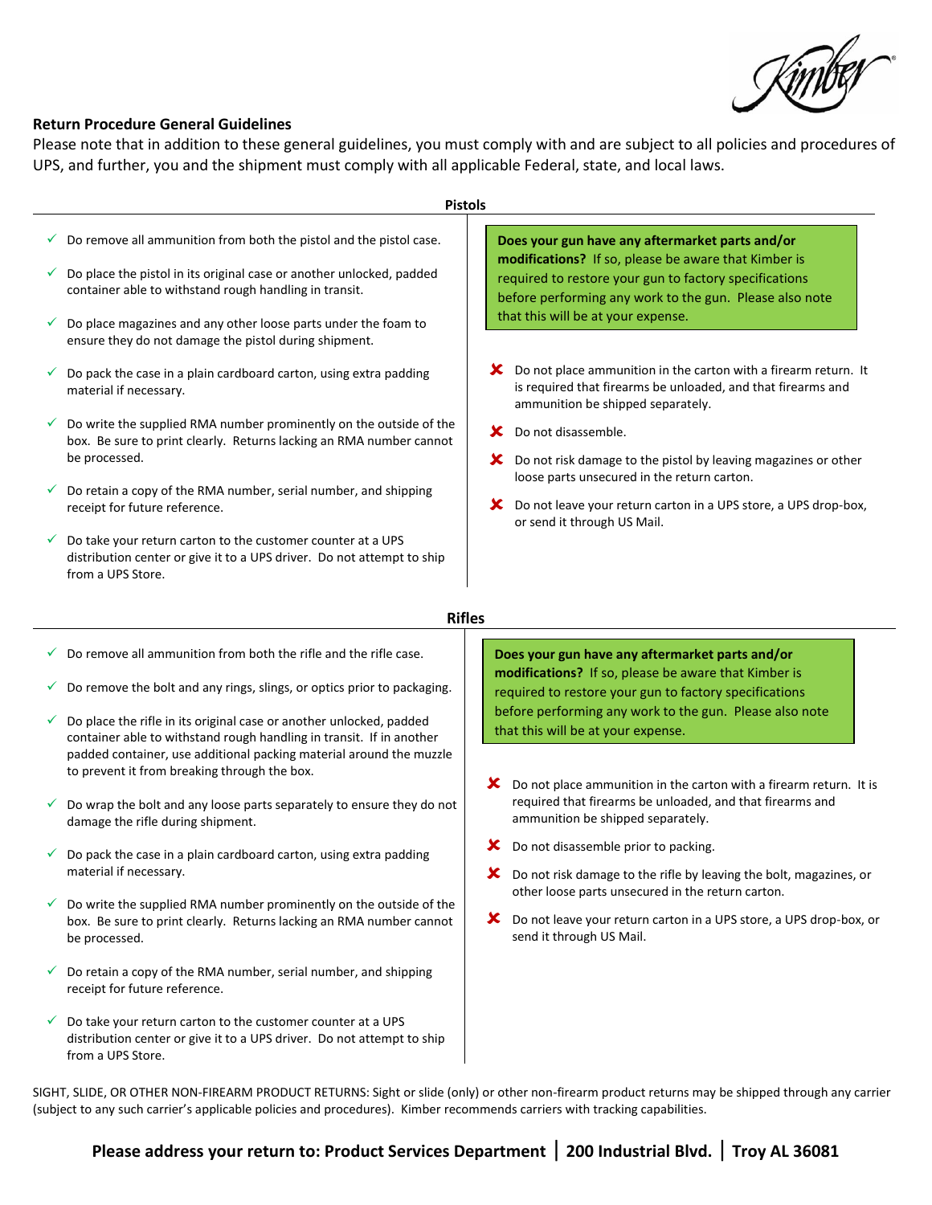## Return Procedure General Guidelines

Please note that in addition to these general guidelines, you must comply with and are subject to all policies and procedures of UPS, and further, you and the shipment must comply with all applicable Federal, state, and local laws.

### Pistols

- ✓ Do remove all ammunition from both the pistol and the pistol case.
- ✓ Do place the pistol in its original case or another unlocked, padded container able to withstand rough handling in transit.
- ✓ Do place magazines and any other loose parts under the foam to ensure they do not damage the pistol during shipment.
- ✓ Do pack the case in a plain cardboard carton, using extra padding material if necessary.
- ✓ Do write the supplied RMA number prominently on the outside of the box. Be sure to print clearly. Returns lacking an RMA number cannot be processed.
- ✓ Do retain a copy of the RMA number, serial number, and shipping receipt for future reference.
- ✓ Do take your return carton to the customer counter at a UPS distribution center or give it to a UPS driver. Do not attempt to ship from a UPS Store.

**Does your gun have any aftermarket parts and/or modifications?** If so, please be aware that Kimber is required to restore your gun to factory specifications before performing any work to the gun. Please also note that this will be at your expense.

- ✘ Do not place ammunition in the carton with a firearm return. It is required that firearms be unloaded, and that firearms and ammunition be shipped separately.
- ✘ Do not disassemble.
- ✘ Do not risk damage to the pistol by leaving magazines or other loose parts unsecured in the return carton.
- ✘ Do not leave your return carton in a UPS store, a UPS drop-box, or send it through US Mail.

### Rifles

- ✓ Do remove all ammunition from both the rifle and the rifle case.
- ✓ Do remove the bolt and any rings, slings, or optics prior to packaging.
- ✓ Do place the rifle in its original case or another unlocked, padded container able to withstand rough handling in transit. If in another padded container, use additional packing material around the muzzle to prevent it from breaking through the box.
- ✓ Do wrap the bolt and any loose parts separately to ensure they do not damage the rifle during shipment.
- ✓ Do pack the case in a plain cardboard carton, using extra padding material if necessary.
- ✓ Do write the supplied RMA number prominently on the outside of the box. Be sure to print clearly. Returns lacking an RMA number cannot be processed.
- ✓ Do retain a copy of the RMA number, serial number, and shipping receipt for future reference.
- ✓ Do take your return carton to the customer counter at a UPS distribution center or give it to a UPS driver. Do not attempt to ship from a UPS Store.

**Does your gun have any aftermarket parts and/or modifications?** If so, please be aware that Kimber is required to restore your gun to factory specifications before performing any work to the gun. Please also note that this will be at your expense.

- ✘ Do not place ammunition in the carton with a firearm return. It is required that firearms be unloaded, and that firearms and ammunition be shipped separately.
- ✘ Do not disassemble prior to packing.
- ✘ Do not risk damage to the rifle by leaving the bolt, magazines, or other loose parts unsecured in the return carton.
- ✘ Do not leave your return carton in a UPS store, a UPS drop-box, or send it through US Mail.

SIGHT, SLIDE, OR OTHER NON-FIREARM PRODUCT RETURNS: Sight or slide (only) or other non-firearm product returns may be shipped through any carrier (subject to any such carrier's applicable policies and procedures). Kimber recommends carriers with tracking capabilities.

**Please address your return to: Product Services Department | 200 Industrial Blvd. | Troy AL 36081**